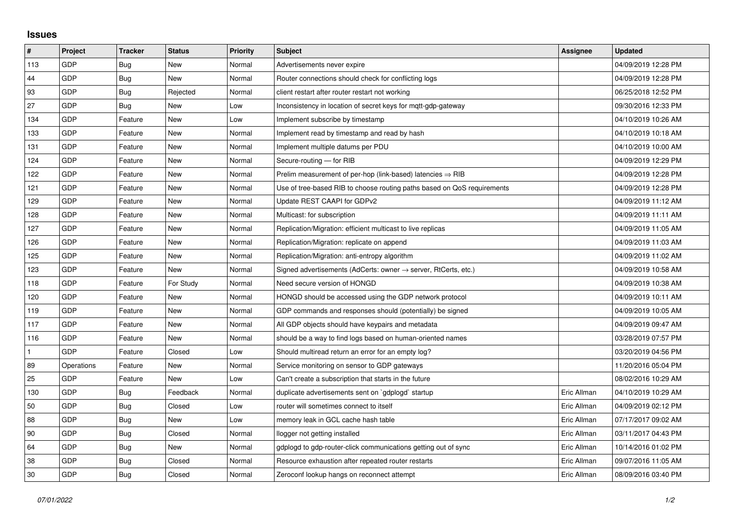# Issues

| # | Project | Tracker | Status | Priority | Subject | Assignee | Updated |
|---|---|---|---|---|---|---|---|
| 113 | GDP | Bug | New | Normal | Advertisements never expire | | 04/09/2019 12:28 PM |
| 44 | GDP | Bug | New | Normal | Router connections should check for conflicting logs | | 04/09/2019 12:28 PM |
| 93 | GDP | Bug | Rejected | Normal | client restart after router restart not working | | 06/25/2018 12:52 PM |
| 27 | GDP | Bug | New | Low | Inconsistency in location of secret keys for mqtt-gdp-gateway | | 09/30/2016 12:33 PM |
| 134 | GDP | Feature | New | Low | Implement subscribe by timestamp | | 04/10/2019 10:26 AM |
| 133 | GDP | Feature | New | Normal | Implement read by timestamp and read by hash | | 04/10/2019 10:18 AM |
| 131 | GDP | Feature | New | Normal | Implement multiple datums per PDU | | 04/10/2019 10:00 AM |
| 124 | GDP | Feature | New | Normal | Secure-routing — for RIB | | 04/09/2019 12:29 PM |
| 122 | GDP | Feature | New | Normal | Prelim measurement of per-hop (link-based) latencies ⇒ RIB | | 04/09/2019 12:28 PM |
| 121 | GDP | Feature | New | Normal | Use of tree-based RIB to choose routing paths based on QoS requirements | | 04/09/2019 12:28 PM |
| 129 | GDP | Feature | New | Normal | Update REST CAAPI for GDPv2 | | 04/09/2019 11:12 AM |
| 128 | GDP | Feature | New | Normal | Multicast: for subscription | | 04/09/2019 11:11 AM |
| 127 | GDP | Feature | New | Normal | Replication/Migration: efficient multicast to live replicas | | 04/09/2019 11:05 AM |
| 126 | GDP | Feature | New | Normal | Replication/Migration: replicate on append | | 04/09/2019 11:03 AM |
| 125 | GDP | Feature | New | Normal | Replication/Migration: anti-entropy algorithm | | 04/09/2019 11:02 AM |
| 123 | GDP | Feature | New | Normal | Signed advertisements (AdCerts: owner → server, RtCerts, etc.) | | 04/09/2019 10:58 AM |
| 118 | GDP | Feature | For Study | Normal | Need secure version of HONGD | | 04/09/2019 10:38 AM |
| 120 | GDP | Feature | New | Normal | HONGD should be accessed using the GDP network protocol | | 04/09/2019 10:11 AM |
| 119 | GDP | Feature | New | Normal | GDP commands and responses should (potentially) be signed | | 04/09/2019 10:05 AM |
| 117 | GDP | Feature | New | Normal | All GDP objects should have keypairs and metadata | | 04/09/2019 09:47 AM |
| 116 | GDP | Feature | New | Normal | should be a way to find logs based on human-oriented names | | 03/28/2019 07:57 PM |
| 1 | GDP | Feature | Closed | Low | Should multiread return an error for an empty log? | | 03/20/2019 04:56 PM |
| 89 | Operations | Feature | New | Normal | Service monitoring on sensor to GDP gateways | | 11/20/2016 05:04 PM |
| 25 | GDP | Feature | New | Low | Can't create a subscription that starts in the future | | 08/02/2016 10:29 AM |
| 130 | GDP | Bug | Feedback | Normal | duplicate advertisements sent on `gdplogd` startup | Eric Allman | 04/10/2019 10:29 AM |
| 50 | GDP | Bug | Closed | Low | router will sometimes connect to itself | Eric Allman | 04/09/2019 02:12 PM |
| 88 | GDP | Bug | New | Low | memory leak in GCL cache hash table | Eric Allman | 07/17/2017 09:02 AM |
| 90 | GDP | Bug | Closed | Normal | llogger not getting installed | Eric Allman | 03/11/2017 04:43 PM |
| 64 | GDP | Bug | New | Normal | gdplogd to gdp-router-click communications getting out of sync | Eric Allman | 10/14/2016 01:02 PM |
| 38 | GDP | Bug | Closed | Normal | Resource exhaustion after repeated router restarts | Eric Allman | 09/07/2016 11:05 AM |
| 30 | GDP | Bug | Closed | Normal | Zeroconf lookup hangs on reconnect attempt | Eric Allman | 08/09/2016 03:40 PM |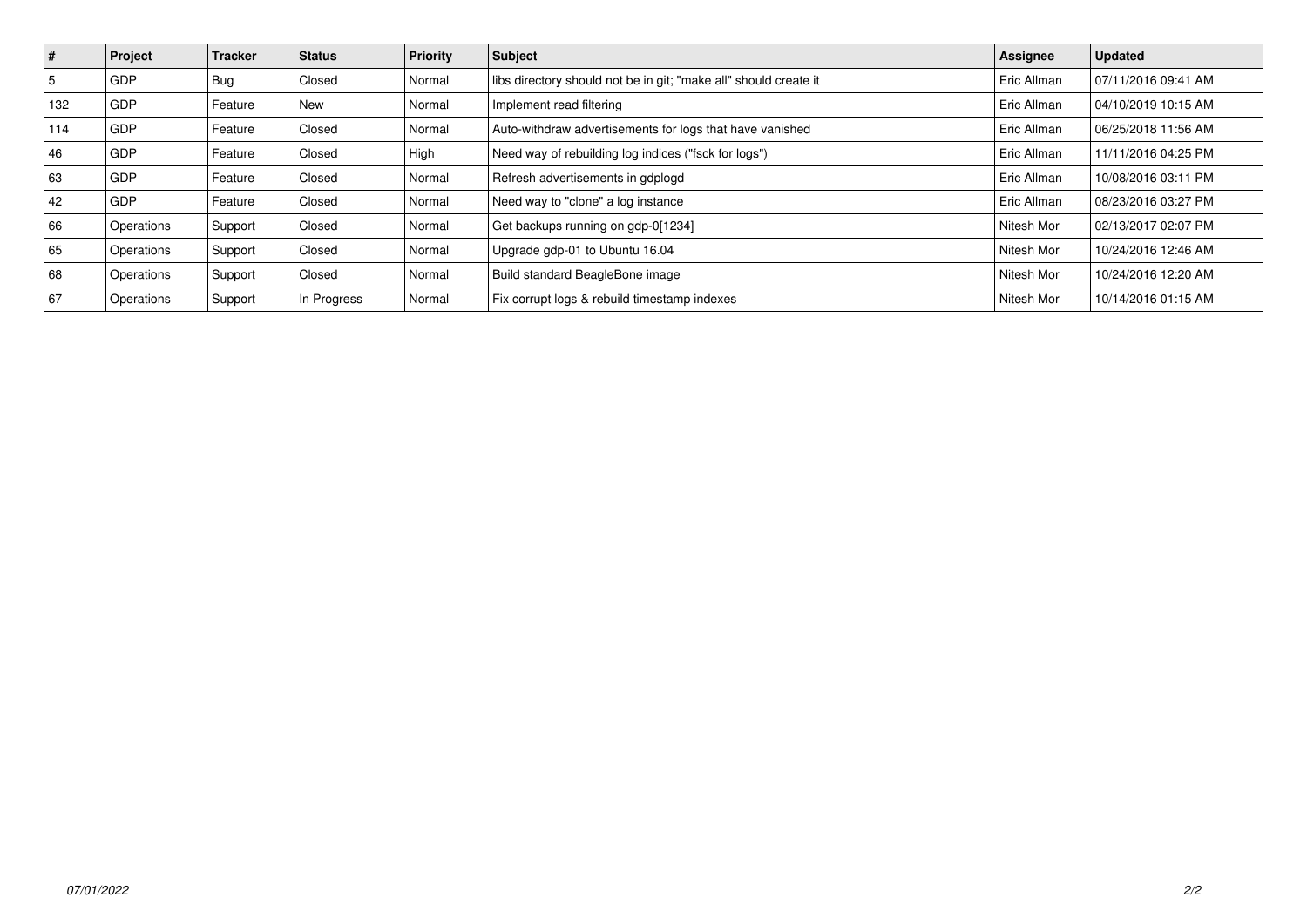| # | Project | Tracker | Status | Priority | Subject | Assignee | Updated |
|---|---|---|---|---|---|---|---|
| 5 | GDP | Bug | Closed | Normal | libs directory should not be in git; "make all" should create it | Eric Allman | 07/11/2016 09:41 AM |
| 132 | GDP | Feature | New | Normal | Implement read filtering | Eric Allman | 04/10/2019 10:15 AM |
| 114 | GDP | Feature | Closed | Normal | Auto-withdraw advertisements for logs that have vanished | Eric Allman | 06/25/2018 11:56 AM |
| 46 | GDP | Feature | Closed | High | Need way of rebuilding log indices ("fsck for logs") | Eric Allman | 11/11/2016 04:25 PM |
| 63 | GDP | Feature | Closed | Normal | Refresh advertisements in gdplogd | Eric Allman | 10/08/2016 03:11 PM |
| 42 | GDP | Feature | Closed | Normal | Need way to "clone" a log instance | Eric Allman | 08/23/2016 03:27 PM |
| 66 | Operations | Support | Closed | Normal | Get backups running on gdp-0[1234] | Nitesh Mor | 02/13/2017 02:07 PM |
| 65 | Operations | Support | Closed | Normal | Upgrade gdp-01 to Ubuntu 16.04 | Nitesh Mor | 10/24/2016 12:46 AM |
| 68 | Operations | Support | Closed | Normal | Build standard BeagleBone image | Nitesh Mor | 10/24/2016 12:20 AM |
| 67 | Operations | Support | In Progress | Normal | Fix corrupt logs & rebuild timestamp indexes | Nitesh Mor | 10/14/2016 01:15 AM |